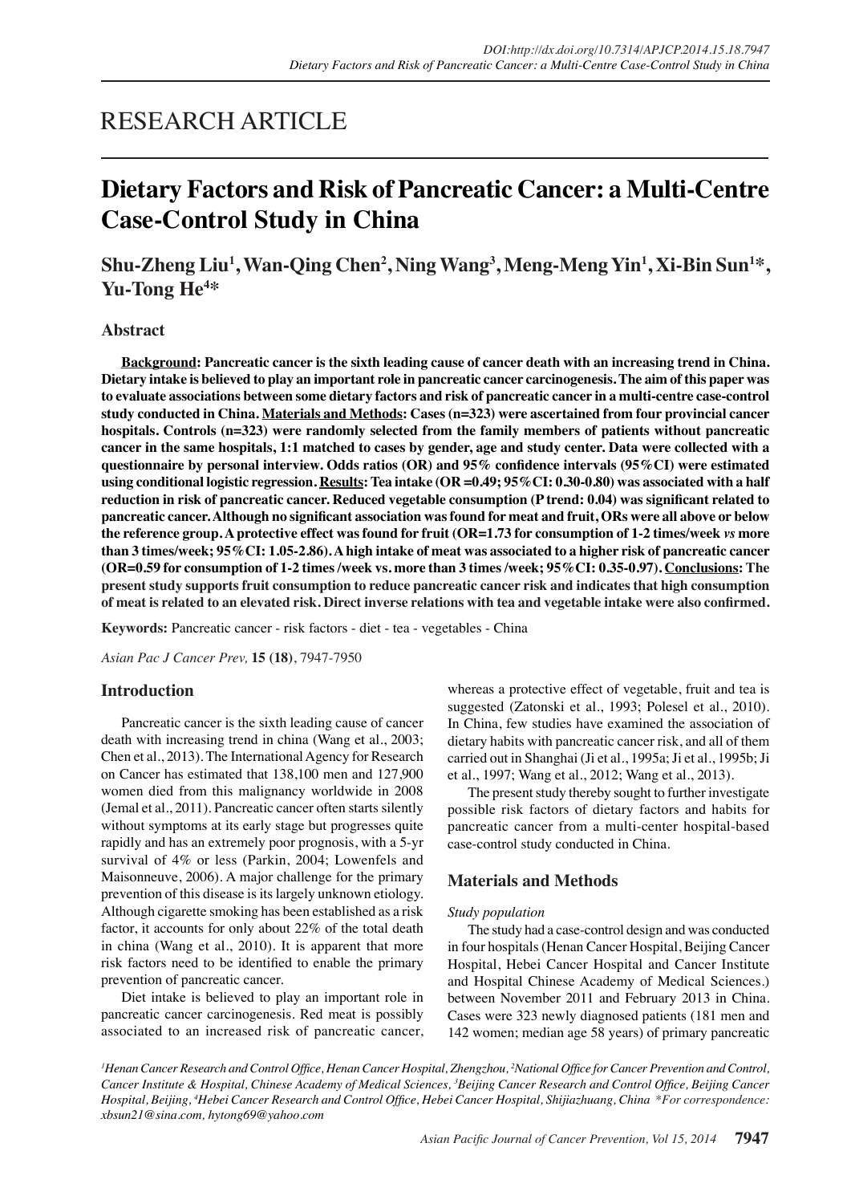RESEARCH ARTICLE

# Dietary Factors and Risk of Pancreatic Cancer: a Multi-Centre Case-Control Study in China

**Shu-Zheng Liu[1], Wan-Qing Chen[2], Ning Wang[3], Meng-Meng Yin[1], Xi-Bin Sun[1]\*, Yu-Tong He[4]\***

## Abstract

**Background: Pancreatic cancer is the sixth leading cause of cancer death with an increasing trend in China. Dietary intake is believed to play an important role in pancreatic cancer carcinogenesis. The aim of this paper was to evaluate associations between some dietary factors and risk of pancreatic cancer in a multi-centre case-control study conducted in China. Materials and Methods: Cases (n=323) were ascertained from four provincial cancer hospitals. Controls (n=323) were randomly selected from the family members of patients without pancreatic cancer in the same hospitals, 1:1 matched to cases by gender, age and study center. Data were collected with a questionnaire by personal interview. Odds ratios (OR) and 95% confidence intervals (95%CI) were estimated using conditional logistic regression. Results: Tea intake (OR =0.49; 95%CI: 0.30-0.80) was associated with a half reduction in risk of pancreatic cancer. Reduced vegetable consumption (P trend: 0.04) was significant related to pancreatic cancer. Although no significant association was found for meat and fruit, ORs were all above or below the reference group. A protective effect was found for fruit (OR=1.73 for consumption of 1-2 times/week *vs* more than 3 times/week; 95%CI: 1.05-2.86). A high intake of meat was associated to a higher risk of pancreatic cancer (OR=0.59 for consumption of 1-2 times /week vs. more than 3 times /week; 95%CI: 0.35-0.97). Conclusions: The present study supports fruit consumption to reduce pancreatic cancer risk and indicates that high consumption of meat is related to an elevated risk. Direct inverse relations with tea and vegetable intake were also confirmed.**

**Keywords:** Pancreatic cancer - risk factors - diet - tea - vegetables - China

*Asian Pac J Cancer Prev,* **15 (18)**, 7947-7950

## Introduction

Pancreatic cancer is the sixth leading cause of cancer death with increasing trend in china (Wang et al., 2003; Chen et al., 2013). The International Agency for Research on Cancer has estimated that 138,100 men and 127,900 women died from this malignancy worldwide in 2008 (Jemal et al., 2011). Pancreatic cancer often starts silently without symptoms at its early stage but progresses quite rapidly and has an extremely poor prognosis, with a 5-yr survival of 4% or less (Parkin, 2004; Lowenfels and Maisonneuve, 2006). A major challenge for the primary prevention of this disease is its largely unknown etiology. Although cigarette smoking has been established as a risk factor, it accounts for only about 22% of the total death in china (Wang et al., 2010). It is apparent that more risk factors need to be identified to enable the primary prevention of pancreatic cancer.

Diet intake is believed to play an important role in pancreatic cancer carcinogenesis. Red meat is possibly associated to an increased risk of pancreatic cancer, whereas a protective effect of vegetable, fruit and tea is suggested (Zatonski et al., 1993; Polesel et al., 2010). In China, few studies have examined the association of dietary habits with pancreatic cancer risk, and all of them carried out in Shanghai (Ji et al., 1995a; Ji et al., 1995b; Ji et al., 1997; Wang et al., 2012; Wang et al., 2013).

The present study thereby sought to further investigate possible risk factors of dietary factors and habits for pancreatic cancer from a multi-center hospital-based case-control study conducted in China.

## Materials and Methods

*Study population*

The study had a case-control design and was conducted in four hospitals (Henan Cancer Hospital, Beijing Cancer Hospital, Hebei Cancer Hospital and Cancer Institute and Hospital Chinese Academy of Medical Sciences.) between November 2011 and February 2013 in China. Cases were 323 newly diagnosed patients (181 men and 142 women; median age 58 years) of primary pancreatic

*[1]Henan Cancer Research and Control Office, Henan Cancer Hospital, Zhengzhou, [2]National Office for Cancer Prevention and Control, Cancer Institute & Hospital, Chinese Academy of Medical Sciences, [3]Beijing Cancer Research and Control Office, Beijing Cancer Hospital, Beijing, [4]Hebei Cancer Research and Control Office, Hebei Cancer Hospital, Shijiazhuang, China \*For correspondence: xbsun21@sina.com, hytong69@yahoo.com*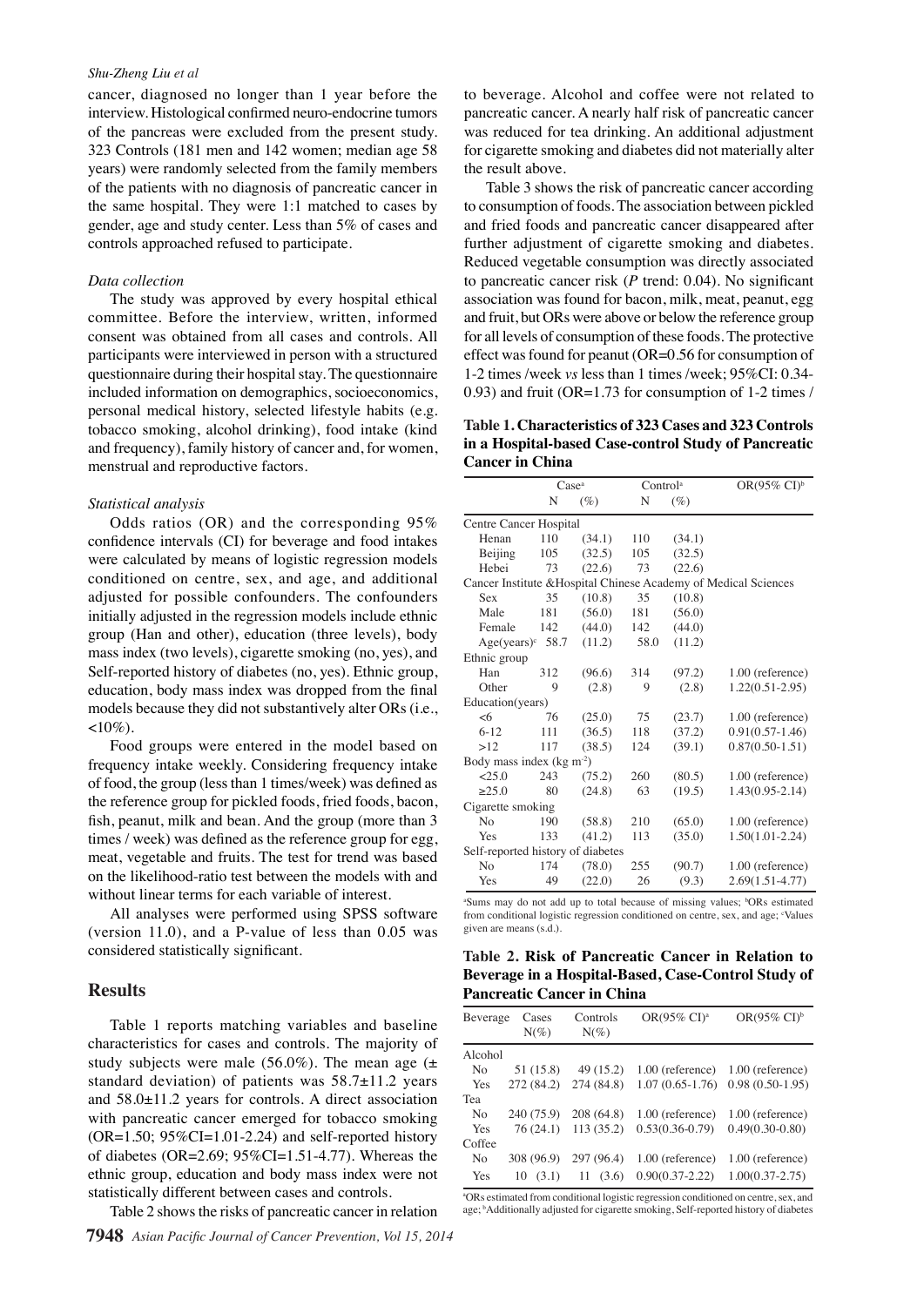cancer, diagnosed no longer than 1 year before the interview. Histological confirmed neuro-endocrine tumors of the pancreas were excluded from the present study. 323 Controls (181 men and 142 women; median age 58 years) were randomly selected from the family members of the patients with no diagnosis of pancreatic cancer in the same hospital. They were 1:1 matched to cases by gender, age and study center. Less than 5% of cases and controls approached refused to participate.

*Data collection*

The study was approved by every hospital ethical committee. Before the interview, written, informed consent was obtained from all cases and controls. All participants were interviewed in person with a structured questionnaire during their hospital stay. The questionnaire included information on demographics, socioeconomics, personal medical history, selected lifestyle habits (e.g. tobacco smoking, alcohol drinking), food intake (kind and frequency), family history of cancer and, for women, menstrual and reproductive factors.

*Statistical analysis*

Odds ratios (OR) and the corresponding 95% confidence intervals (CI) for beverage and food intakes were calculated by means of logistic regression models conditioned on centre, sex, and age, and additional adjusted for possible confounders. The confounders initially adjusted in the regression models include ethnic group (Han and other), education (three levels), body mass index (two levels), cigarette smoking (no, yes), and Self-reported history of diabetes (no, yes). Ethnic group, education, body mass index was dropped from the final models because they did not substantively alter ORs (i.e., <10%).

Food groups were entered in the model based on frequency intake weekly. Considering frequency intake of food, the group (less than 1 times/week) was defined as the reference group for pickled foods, fried foods, bacon, fish, peanut, milk and bean. And the group (more than 3 times / week) was defined as the reference group for egg, meat, vegetable and fruits. The test for trend was based on the likelihood-ratio test between the models with and without linear terms for each variable of interest.

All analyses were performed using SPSS software (version 11.0), and a P-value of less than 0.05 was considered statistically significant.

## Results

Table 1 reports matching variables and baseline characteristics for cases and controls. The majority of study subjects were male (56.0%). The mean age (± standard deviation) of patients was 58.7±11.2 years and 58.0±11.2 years for controls. A direct association with pancreatic cancer emerged for tobacco smoking (OR=1.50; 95%CI=1.01-2.24) and self-reported history of diabetes (OR=2.69; 95%CI=1.51-4.77). Whereas the ethnic group, education and body mass index were not statistically different between cases and controls.

Table 2 shows the risks of pancreatic cancer in relation to beverage. Alcohol and coffee were not related to pancreatic cancer. A nearly half risk of pancreatic cancer was reduced for tea drinking. An additional adjustment for cigarette smoking and diabetes did not materially alter the result above.

Table 3 shows the risk of pancreatic cancer according to consumption of foods. The association between pickled and fried foods and pancreatic cancer disappeared after further adjustment of cigarette smoking and diabetes. Reduced vegetable consumption was directly associated to pancreatic cancer risk (*P* trend: 0.04). No significant association was found for bacon, milk, meat, peanut, egg and fruit, but ORs were above or below the reference group for all levels of consumption of these foods. The protective effect was found for peanut (OR=0.56 for consumption of 1-2 times /week *vs* less than 1 times /week; 95%CI: 0.34-0.93) and fruit (OR=1.73 for consumption of 1-2 times /

**Table 1. Characteristics of 323 Cases and 323 Controls in a Hospital-based Case-control Study of Pancreatic Cancer in China**

| | Case[a] N | Case[a] (%) | Control[a] N | Control[a] (%) | OR(95% CI)[b] |
|---|---|---|---|---|---|
| Centre Cancer Hospital | | | | | |
| Henan | 110 | (34.1) | 110 | (34.1) | |
| Beijing | 105 | (32.5) | 105 | (32.5) | |
| Hebei | 73 | (22.6) | 73 | (22.6) | |
| Cancer Institute &Hospital Chinese Academy of Medical Sciences | | | | | |
| Sex | 35 | (10.8) | 35 | (10.8) | |
| Male | 181 | (56.0) | 181 | (56.0) | |
| Female | 142 | (44.0) | 142 | (44.0) | |
| Age(years)[c] | 58.7 | (11.2) | 58.0 | (11.2) | |
| Ethnic group | | | | | |
| Han | 312 | (96.6) | 314 | (97.2) | 1.00 (reference) |
| Other | 9 | (2.8) | 9 | (2.8) | 1.22(0.51-2.95) |
| Education(years) | | | | | |
| <6 | 76 | (25.0) | 75 | (23.7) | 1.00 (reference) |
| 6-12 | 111 | (36.5) | 118 | (37.2) | 0.91(0.57-1.46) |
| >12 | 117 | (38.5) | 124 | (39.1) | 0.87(0.50-1.51) |
| Body mass index (kg m$^{-2}$) | | | | | |
| <25.0 | 243 | (75.2) | 260 | (80.5) | 1.00 (reference) |
| ≥25.0 | 80 | (24.8) | 63 | (19.5) | 1.43(0.95-2.14) |
| Cigarette smoking | | | | | |
| No | 190 | (58.8) | 210 | (65.0) | 1.00 (reference) |
| Yes | 133 | (41.2) | 113 | (35.0) | 1.50(1.01-2.24) |
| Self-reported history of diabetes | | | | | |
| No | 174 | (78.0) | 255 | (90.7) | 1.00 (reference) |
| Yes | 49 | (22.0) | 26 | (9.3) | 2.69(1.51-4.77) |

[a]Sums may do not add up to total because of missing values; [b]ORs estimated from conditional logistic regression conditioned on centre, sex, and age; [c]Values given are means (s.d.).

**Table 2. Risk of Pancreatic Cancer in Relation to Beverage in a Hospital-Based, Case-Control Study of Pancreatic Cancer in China**

| Beverage | Cases N(%) | Controls N(%) | OR(95% CI)[a] | OR(95% CI)[b] |
|---|---|---|---|---|
| Alcohol | | | | |
| No | 51 (15.8) | 49 (15.2) | 1.00 (reference) | 1.00 (reference) |
| Yes | 272 (84.2) | 274 (84.8) | 1.07 (0.65-1.76) | 0.98 (0.50-1.95) |
| Tea | | | | |
| No | 240 (75.9) | 208 (64.8) | 1.00 (reference) | 1.00 (reference) |
| Yes | 76 (24.1) | 113 (35.2) | 0.53(0.36-0.79) | 0.49(0.30-0.80) |
| Coffee | | | | |
| No | 308 (96.9) | 297 (96.4) | 1.00 (reference) | 1.00 (reference) |
| Yes | 10 (3.1) | 11 (3.6) | 0.90(0.37-2.22) | 1.00(0.37-2.75) |

[a]ORs estimated from conditional logistic regression conditioned on centre, sex, and age; [b]Additionally adjusted for cigarette smoking, Self-reported history of diabetes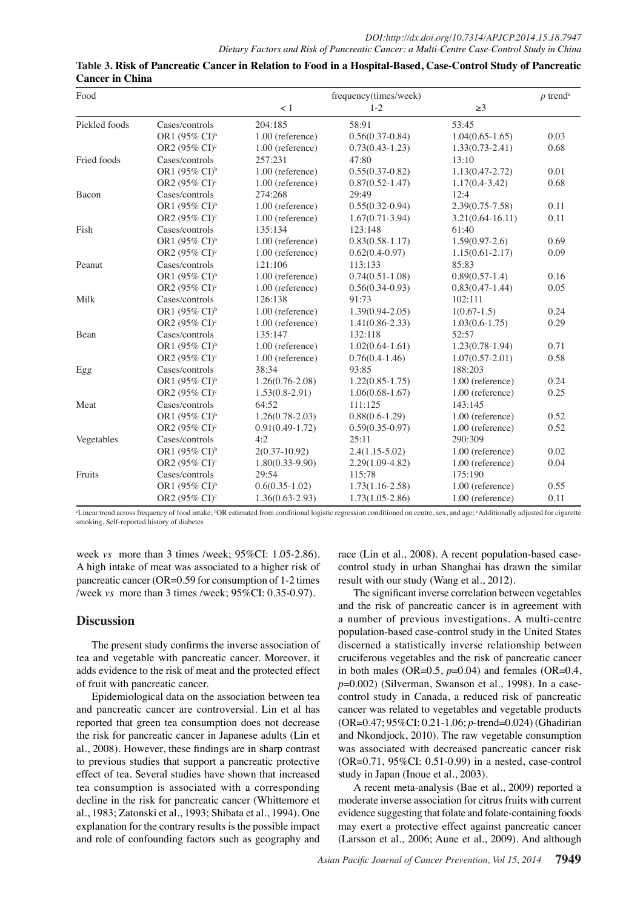**Table 3. Risk of Pancreatic Cancer in Relation to Food in a Hospital-Based, Case-Control Study of Pancreatic Cancer in China**

| Food | | frequency(times/week) | | | $p$ trend[a] |
|---|---|---|---|---|---|
| | | < 1 | 1-2 | ≥3 | |
| Pickled foods | Cases/controls | 204:185 | 58:91 | 53:45 | |
| | OR1 (95% CI)[b] | 1.00 (reference) | 0.56(0.37-0.84) | 1.04(0.65-1.65) | 0.03 |
| | OR2 (95% CI)[c] | 1.00 (reference) | 0.73(0.43-1.23) | 1.33(0.73-2.41) | 0.68 |
| Fried foods | Cases/controls | 257:231 | 47:80 | 13:10 | |
| | OR1 (95% CI)[b] | 1.00 (reference) | 0.55(0.37-0.82) | 1.13(0.47-2.72) | 0.01 |
| | OR2 (95% CI)[c] | 1.00 (reference) | 0.87(0.52-1.47) | 1.17(0.4-3.42) | 0.68 |
| Bacon | Cases/controls | 274:268 | 29:49 | 12:4 | |
| | OR1 (95% CI)[b] | 1.00 (reference) | 0.55(0.32-0.94) | 2.39(0.75-7.58) | 0.11 |
| | OR2 (95% CI)[c] | 1.00 (reference) | 1.67(0.71-3.94) | 3.21(0.64-16.11) | 0.11 |
| Fish | Cases/controls | 135:134 | 123:148 | 61:40 | |
| | OR1 (95% CI)[b] | 1.00 (reference) | 0.83(0.58-1.17) | 1.59(0.97-2.6) | 0.69 |
| | OR2 (95% CI)[c] | 1.00 (reference) | 0.62(0.4-0.97) | 1.15(0.61-2.17) | 0.09 |
| Peanut | Cases/controls | 121:106 | 113:133 | 85:83 | |
| | OR1 (95% CI)[b] | 1.00 (reference) | 0.74(0.51-1.08) | 0.89(0.57-1.4) | 0.16 |
| | OR2 (95% CI)[c] | 1.00 (reference) | 0.56(0.34-0.93) | 0.83(0.47-1.44) | 0.05 |
| Milk | Cases/controls | 126:138 | 91:73 | 102:111 | |
| | OR1 (95% CI)[b] | 1.00 (reference) | 1.39(0.94-2.05) | 1(0.67-1.5) | 0.24 |
| | OR2 (95% CI)[c] | 1.00 (reference) | 1.41(0.86-2.33) | 1.03(0.6-1.75) | 0.29 |
| Bean | Cases/controls | 135:147 | 132:118 | 52:57 | |
| | OR1 (95% CI)[b] | 1.00 (reference) | 1.02(0.64-1.61) | 1.23(0.78-1.94) | 0.71 |
| | OR2 (95% CI)[c] | 1.00 (reference) | 0.76(0.4-1.46) | 1.07(0.57-2.01) | 0.58 |
| Egg | Cases/controls | 38:34 | 93:85 | 188:203 | |
| | OR1 (95% CI)[b] | 1.26(0.76-2.08) | 1.22(0.85-1.75) | 1.00 (reference) | 0.24 |
| | OR2 (95% CI)[c] | 1.53(0.8-2.91) | 1.06(0.68-1.67) | 1.00 (reference) | 0.25 |
| Meat | Cases/controls | 64:52 | 111:125 | 143:145 | |
| | OR1 (95% CI)[b] | 1.26(0.78-2.03) | 0.88(0.6-1.29) | 1.00 (reference) | 0.52 |
| | OR2 (95% CI)[c] | 0.91(0.49-1.72) | 0.59(0.35-0.97) | 1.00 (reference) | 0.52 |
| Vegetables | Cases/controls | 4:2 | 25:11 | 290:309 | |
| | OR1 (95% CI)[b] | 2(0.37-10.92) | 2.4(1.15-5.02) | 1.00 (reference) | 0.02 |
| | OR2 (95% CI)[c] | 1.80(0.33-9.90) | 2.29(1.09-4.82) | 1.00 (reference) | 0.04 |
| Fruits | Cases/controls | 29:54 | 115:78 | 175:190 | |
| | OR1 (95% CI)[b] | 0.6(0.35-1.02) | 1.73(1.16-2.58) | 1.00 (reference) | 0.55 |
| | OR2 (95% CI)[c] | 1.36(0.63-2.93) | 1.73(1.05-2.86) | 1.00 (reference) | 0.11 |

[a]Linear trend across frequency of food intake; [b]OR estimated from conditional logistic regression conditioned on centre, sex, and age; [c]Additionally adjusted for cigarette smoking, Self-reported history of diabetes

week *vs* more than 3 times /week; 95%CI: 1.05-2.86). A high intake of meat was associated to a higher risk of pancreatic cancer (OR=0.59 for consumption of 1-2 times /week *vs* more than 3 times /week; 95%CI: 0.35-0.97).

## Discussion

The present study confirms the inverse association of tea and vegetable with pancreatic cancer. Moreover, it adds evidence to the risk of meat and the protected effect of fruit with pancreatic cancer.

Epidemiological data on the association between tea and pancreatic cancer are controversial. Lin et al has reported that green tea consumption does not decrease the risk for pancreatic cancer in Japanese adults (Lin et al., 2008). However, these findings are in sharp contrast to previous studies that support a pancreatic protective effect of tea. Several studies have shown that increased tea consumption is associated with a corresponding decline in the risk for pancreatic cancer (Whittemore et al., 1983; Zatonski et al., 1993; Shibata et al., 1994). One explanation for the contrary results is the possible impact and role of confounding factors such as geography and race (Lin et al., 2008). A recent population-based case-control study in urban Shanghai has drawn the similar result with our study (Wang et al., 2012).

The significant inverse correlation between vegetables and the risk of pancreatic cancer is in agreement with a number of previous investigations. A multi-centre population-based case-control study in the United States discerned a statistically inverse relationship between cruciferous vegetables and the risk of pancreatic cancer in both males (OR=0.5, $p$=0.04) and females (OR=0.4, $p$=0.002) (Silverman, Swanson et al., 1998). In a case-control study in Canada, a reduced risk of pancreatic cancer was related to vegetables and vegetable products (OR=0.47; 95%CI: 0.21-1.06; $p$-trend=0.024) (Ghadirian and Nkondjock, 2010). The raw vegetable consumption was associated with decreased pancreatic cancer risk (OR=0.71, 95%CI: 0.51-0.99) in a nested, case-control study in Japan (Inoue et al., 2003).

A recent meta-analysis (Bae et al., 2009) reported a moderate inverse association for citrus fruits with current evidence suggesting that folate and folate-containing foods may exert a protective effect against pancreatic cancer (Larsson et al., 2006; Aune et al., 2009). And although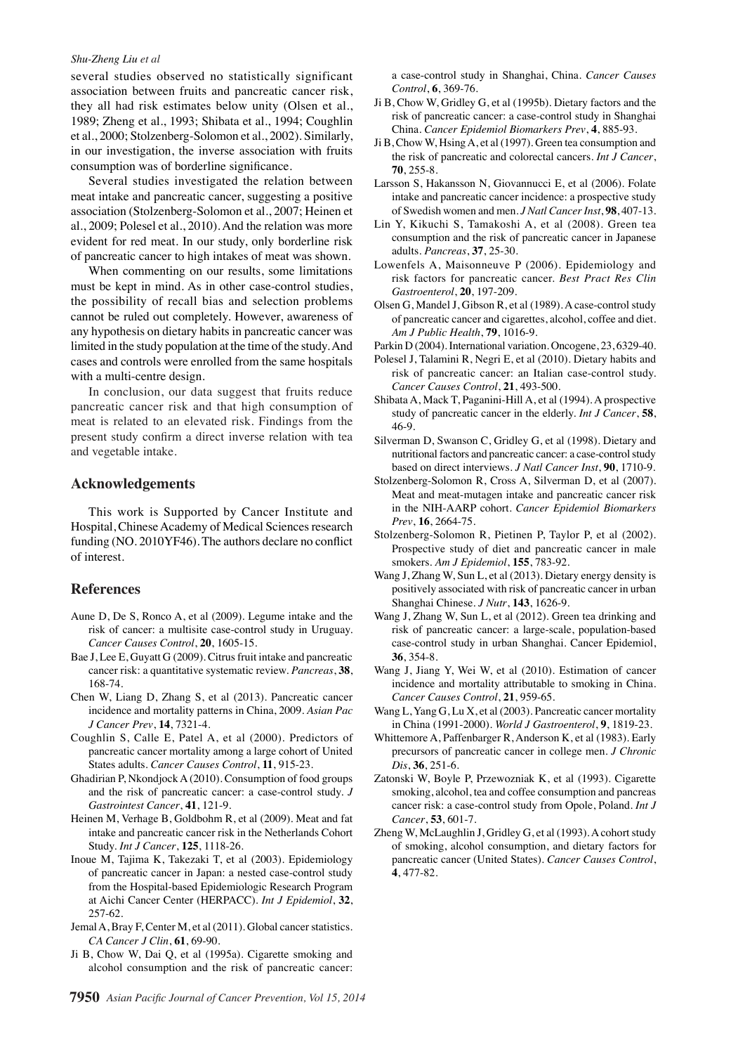several studies observed no statistically significant association between fruits and pancreatic cancer risk, they all had risk estimates below unity (Olsen et al., 1989; Zheng et al., 1993; Shibata et al., 1994; Coughlin et al., 2000; Stolzenberg-Solomon et al., 2002). Similarly, in our investigation, the inverse association with fruits consumption was of borderline significance.

Several studies investigated the relation between meat intake and pancreatic cancer, suggesting a positive association (Stolzenberg-Solomon et al., 2007; Heinen et al., 2009; Polesel et al., 2010). And the relation was more evident for red meat. In our study, only borderline risk of pancreatic cancer to high intakes of meat was shown.

When commenting on our results, some limitations must be kept in mind. As in other case-control studies, the possibility of recall bias and selection problems cannot be ruled out completely. However, awareness of any hypothesis on dietary habits in pancreatic cancer was limited in the study population at the time of the study. And cases and controls were enrolled from the same hospitals with a multi-centre design.

In conclusion, our data suggest that fruits reduce pancreatic cancer risk and that high consumption of meat is related to an elevated risk. Findings from the present study confirm a direct inverse relation with tea and vegetable intake.

## Acknowledgements

This work is Supported by Cancer Institute and Hospital, Chinese Academy of Medical Sciences research funding (NO. 2010YF46). The authors declare no conflict of interest.

## References

Aune D, De S, Ronco A, et al (2009). Legume intake and the risk of cancer: a multisite case-control study in Uruguay. *Cancer Causes Control*, **20**, 1605-15.

Bae J, Lee E, Guyatt G (2009). Citrus fruit intake and pancreatic cancer risk: a quantitative systematic review. *Pancreas*, **38**, 168-74.

Chen W, Liang D, Zhang S, et al (2013). Pancreatic cancer incidence and mortality patterns in China, 2009. *Asian Pac J Cancer Prev*, **14**, 7321-4.

Coughlin S, Calle E, Patel A, et al (2000). Predictors of pancreatic cancer mortality among a large cohort of United States adults. *Cancer Causes Control*, **11**, 915-23.

Ghadirian P, Nkondjock A (2010). Consumption of food groups and the risk of pancreatic cancer: a case-control study. *J Gastrointest Cancer*, **41**, 121-9.

Heinen M, Verhage B, Goldbohm R, et al (2009). Meat and fat intake and pancreatic cancer risk in the Netherlands Cohort Study. *Int J Cancer*, **125**, 1118-26.

Inoue M, Tajima K, Takezaki T, et al (2003). Epidemiology of pancreatic cancer in Japan: a nested case-control study from the Hospital-based Epidemiologic Research Program at Aichi Cancer Center (HERPACC). *Int J Epidemiol*, **32**, 257-62.

Jemal A, Bray F, Center M, et al (2011). Global cancer statistics. *CA Cancer J Clin*, **61**, 69-90.

Ji B, Chow W, Dai Q, et al (1995a). Cigarette smoking and alcohol consumption and the risk of pancreatic cancer: a case-control study in Shanghai, China. *Cancer Causes Control*, **6**, 369-76.

Ji B, Chow W, Gridley G, et al (1995b). Dietary factors and the risk of pancreatic cancer: a case-control study in Shanghai China. *Cancer Epidemiol Biomarkers Prev*, **4**, 885-93.

Ji B, Chow W, Hsing A, et al (1997). Green tea consumption and the risk of pancreatic and colorectal cancers. *Int J Cancer*, **70**, 255-8.

Larsson S, Hakansson N, Giovannucci E, et al (2006). Folate intake and pancreatic cancer incidence: a prospective study of Swedish women and men. *J Natl Cancer Inst*, **98**, 407-13.

Lin Y, Kikuchi S, Tamakoshi A, et al (2008). Green tea consumption and the risk of pancreatic cancer in Japanese adults. *Pancreas*, **37**, 25-30.

Lowenfels A, Maisonneuve P (2006). Epidemiology and risk factors for pancreatic cancer. *Best Pract Res Clin Gastroenterol*, **20**, 197-209.

Olsen G, Mandel J, Gibson R, et al (1989). A case-control study of pancreatic cancer and cigarettes, alcohol, coffee and diet. *Am J Public Health*, **79**, 1016-9.

Parkin D (2004). International variation. Oncogene, 23, 6329-40.

Polesel J, Talamini R, Negri E, et al (2010). Dietary habits and risk of pancreatic cancer: an Italian case-control study. *Cancer Causes Control*, **21**, 493-500.

Shibata A, Mack T, Paganini-Hill A, et al (1994). A prospective study of pancreatic cancer in the elderly. *Int J Cancer*, **58**, 46-9.

Silverman D, Swanson C, Gridley G, et al (1998). Dietary and nutritional factors and pancreatic cancer: a case-control study based on direct interviews. *J Natl Cancer Inst*, **90**, 1710-9.

Stolzenberg-Solomon R, Cross A, Silverman D, et al (2007). Meat and meat-mutagen intake and pancreatic cancer risk in the NIH-AARP cohort. *Cancer Epidemiol Biomarkers Prev*, **16**, 2664-75.

Stolzenberg-Solomon R, Pietinen P, Taylor P, et al (2002). Prospective study of diet and pancreatic cancer in male smokers. *Am J Epidemiol*, **155**, 783-92.

Wang J, Zhang W, Sun L, et al (2013). Dietary energy density is positively associated with risk of pancreatic cancer in urban Shanghai Chinese. *J Nutr*, **143**, 1626-9.

Wang J, Zhang W, Sun L, et al (2012). Green tea drinking and risk of pancreatic cancer: a large-scale, population-based case-control study in urban Shanghai. Cancer Epidemiol, **36**, 354-8.

Wang J, Jiang Y, Wei W, et al (2010). Estimation of cancer incidence and mortality attributable to smoking in China. *Cancer Causes Control*, **21**, 959-65.

Wang L, Yang G, Lu X, et al (2003). Pancreatic cancer mortality in China (1991-2000). *World J Gastroenterol*, **9**, 1819-23.

Whittemore A, Paffenbarger R, Anderson K, et al (1983). Early precursors of pancreatic cancer in college men. *J Chronic Dis*, **36**, 251-6.

Zatonski W, Boyle P, Przewozniak K, et al (1993). Cigarette smoking, alcohol, tea and coffee consumption and pancreas cancer risk: a case-control study from Opole, Poland. *Int J Cancer*, **53**, 601-7.

Zheng W, McLaughlin J, Gridley G, et al (1993). A cohort study of smoking, alcohol consumption, and dietary factors for pancreatic cancer (United States). *Cancer Causes Control*, **4**, 477-82.